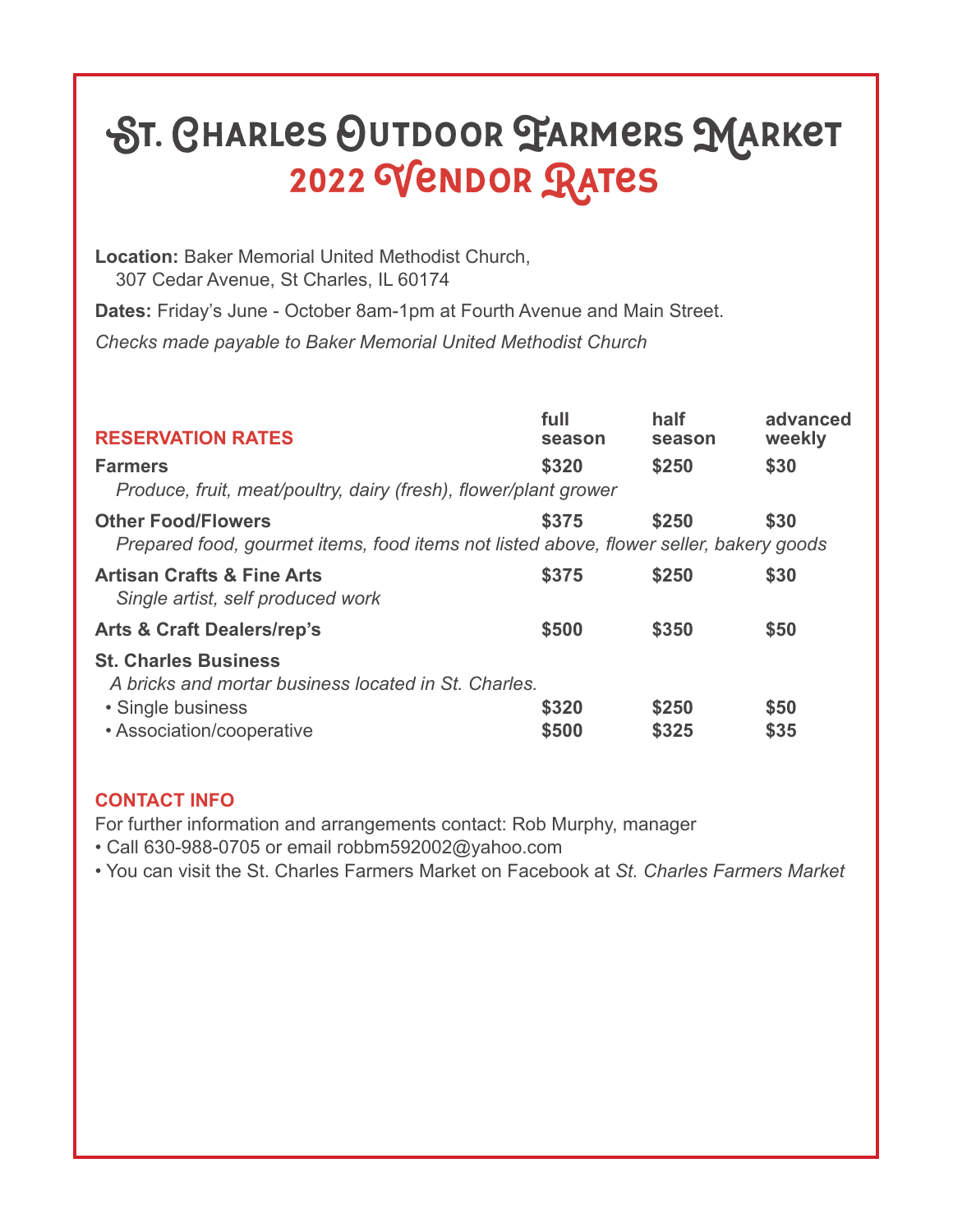# St. Charles Outdoor Farmers Market
## 2022 Vendor Rates

**Location:** Baker Memorial United Methodist Church,
307 Cedar Avenue, St Charles, IL 60174

**Dates:** Friday's June - October 8am-1pm at Fourth Avenue and Main Street.

*Checks made payable to Baker Memorial United Methodist Church*

| RESERVATION RATES | full season | half season | advanced weekly |
|---|---|---|---|
| **Farmers**<br>*Produce, fruit, meat/poultry, dairy (fresh), flower/plant grower* | **$320** | **$250** | **$30** |
| **Other Food/Flowers**<br>*Prepared food, gourmet items, food items not listed above, flower seller, bakery goods* | **$375** | **$250** | **$30** |
| **Artisan Crafts & Fine Arts**<br>*Single artist, self produced work* | **$375** | **$250** | **$30** |
| **Arts & Craft Dealers/rep's** | **$500** | **$350** | **$50** |
| **St. Charles Business**<br>*A bricks and mortar business located in St. Charles.* | | | |
| • Single business | **$320** | **$250** | **$50** |
| • Association/cooperative | **$500** | **$325** | **$35** |

### CONTACT INFO

For further information and arrangements contact: Rob Murphy, manager

- Call 630-988-0705 or email robbm592002@yahoo.com
- You can visit the St. Charles Farmers Market on Facebook at *St. Charles Farmers Market*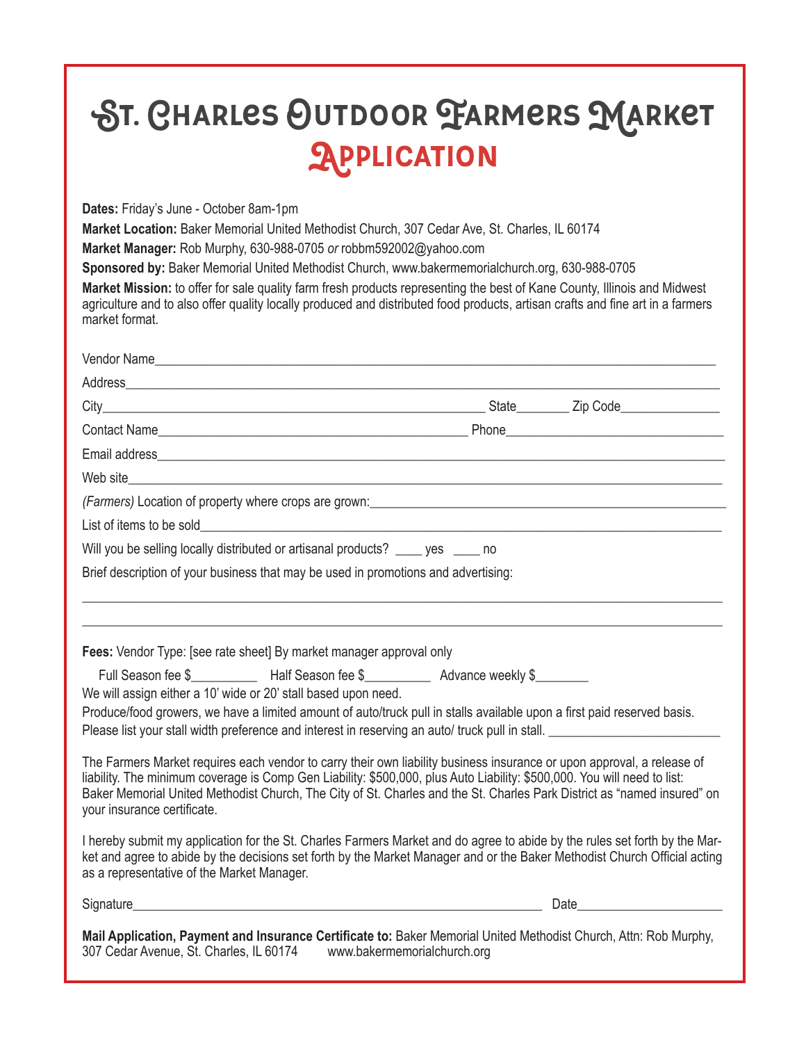# St. Charles Outdoor Farmers Market

## Application

**Dates:** Friday's June - October 8am-1pm

**Market Location:** Baker Memorial United Methodist Church, 307 Cedar Ave, St. Charles, IL 60174

**Market Manager:** Rob Murphy, 630-988-0705 *or* robbm592002@yahoo.com

**Sponsored by:** Baker Memorial United Methodist Church, www.bakermemorialchurch.org, 630-988-0705

**Market Mission:** to offer for sale quality farm fresh products representing the best of Kane County, Illinois and Midwest agriculture and to also offer quality locally produced and distributed food products, artisan crafts and fine art in a farmers market format.

Vendor Name_______________________________________________________________________________

Address___________________________________________________________________________________

City_____________________________________________________ State________ Zip Code_______________

Contact Name_________________________________________ Phone_______________________________

Email address_______________________________________________________________________________

Web site___________________________________________________________________________________

*(Farmers)* Location of property where crops are grown:_______________________________________________

List of items to be sold______________________________________________________________________

Will you be selling locally distributed or artisanal products? ____ yes ____ no

Brief description of your business that may be used in promotions and advertising:

___________________________________________________________________________________________

___________________________________________________________________________________________

**Fees:** Vendor Type: [see rate sheet] By market manager approval only

Full Season fee $__________ Half Season fee $__________ Advance weekly $________

We will assign either a 10' wide or 20' stall based upon need.

Produce/food growers, we have a limited amount of auto/truck pull in stalls available upon a first paid reserved basis.

Please list your stall width preference and interest in reserving an auto/ truck pull in stall. _________________________

The Farmers Market requires each vendor to carry their own liability business insurance or upon approval, a release of liability. The minimum coverage is Comp Gen Liability: $500,000, plus Auto Liability: $500,000. You will need to list: Baker Memorial United Methodist Church, The City of St. Charles and the St. Charles Park District as "named insured" on your insurance certificate.

I hereby submit my application for the St. Charles Farmers Market and do agree to abide by the rules set forth by the Market and agree to abide by the decisions set forth by the Market Manager and or the Baker Methodist Church Official acting as a representative of the Market Manager.

Signature______________________________________________________________ Date______________________

**Mail Application, Payment and Insurance Certificate to:** Baker Memorial United Methodist Church, Attn: Rob Murphy, 307 Cedar Avenue, St. Charles, IL 60174 www.bakermemorialchurch.org